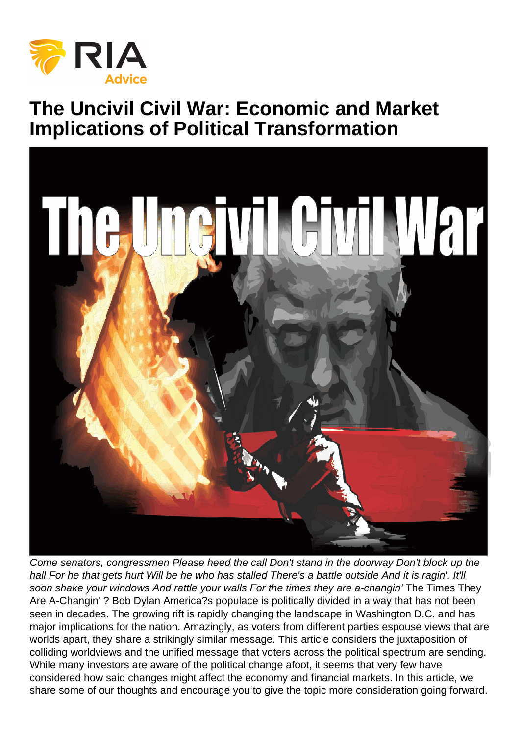# The Uncivil Civil War: Economic and Market Implications of Political Transformation

*Come senators, congressmen Please heed the call Don't stand in the doorway Don't block up the hall For he that gets hurt Will be he who has stalled There's a battle outside And it is ragin'. It'll soon shake your windows And rattle your walls For the times they are a-changin'* The Times They Are A-Changin' ? Bob Dylan America?s populace is politically divided in a way that has not been seen in decades. The growing rift is rapidly changing the landscape in Washington D.C. and has major implications for the nation. Amazingly, as voters from different parties espouse views that are worlds apart, they share a strikingly similar message. This article considers the juxtaposition of colliding worldviews and the unified message that voters across the political spectrum are sending. While many investors are aware of the political change afoot, it seems that very few have considered how said changes might affect the economy and financial markets. In this article, we share some of our thoughts and encourage you to give the topic more consideration going forward.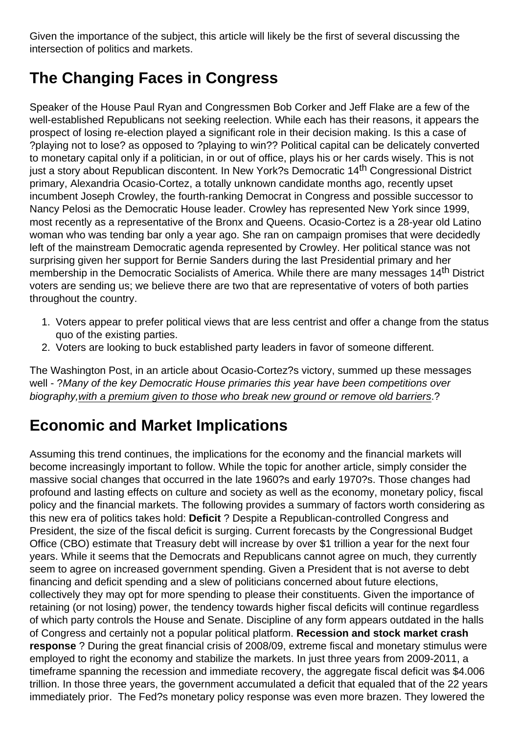Given the importance of the subject, this article will likely be the first of several discussing the intersection of politics and markets.

## The Changing Faces in Congress

Speaker of the House Paul Ryan and Congressmen Bob Corker and Jeff Flake are a few of the well-established Republicans not seeking reelection. While each has their reasons, it appears the prospect of losing re-election played a significant role in their decision making. Is this a case of ?playing not to lose? as opposed to ?playing to win?? Political capital can be delicately converted to monetary capital only if a politician, in or out of office, plays his or her cards wisely. This is not just a story about Republican discontent. In New York?s Democratic 14th Congressional District primary, Alexandria Ocasio-Cortez, a totally unknown candidate months ago, recently upset incumbent Joseph Crowley, the fourth-ranking Democrat in Congress and possible successor to Nancy Pelosi as the Democratic House leader. Crowley has represented New York since 1999, most recently as a representative of the Bronx and Queens. Ocasio-Cortez is a 28-year old Latino woman who was tending bar only a year ago. She ran on campaign promises that were decidedly left of the mainstream Democratic agenda represented by Crowley. Her political stance was not surprising given her support for Bernie Sanders during the last Presidential primary and her membership in the Democratic Socialists of America. While there are many messages 14th District voters are sending us; we believe there are two that are representative of voters of both parties throughout the country.

1. Voters appear to prefer political views that are less centrist and offer a change from the status quo of the existing parties.
2. Voters are looking to buck established party leaders in favor of someone different.

The Washington Post, in an article about Ocasio-Cortez?s victory, summed up these messages well - ?*Many of the key Democratic House primaries this year have been competitions over biography,<u>with a premium given to those who break new ground or remove old barriers</u>*.?

## Economic and Market Implications

Assuming this trend continues, the implications for the economy and the financial markets will become increasingly important to follow. While the topic for another article, simply consider the massive social changes that occurred in the late 1960?s and early 1970?s. Those changes had profound and lasting effects on culture and society as well as the economy, monetary policy, fiscal policy and the financial markets. The following provides a summary of factors worth considering as this new era of politics takes hold: **Deficit** ? Despite a Republican-controlled Congress and President, the size of the fiscal deficit is surging. Current forecasts by the Congressional Budget Office (CBO) estimate that Treasury debt will increase by over $1 trillion a year for the next four years. While it seems that the Democrats and Republicans cannot agree on much, they currently seem to agree on increased government spending. Given a President that is not averse to debt financing and deficit spending and a slew of politicians concerned about future elections, collectively they may opt for more spending to please their constituents. Given the importance of retaining (or not losing) power, the tendency towards higher fiscal deficits will continue regardless of which party controls the House and Senate. Discipline of any form appears outdated in the halls of Congress and certainly not a popular political platform. **Recession and stock market crash response** ? During the great financial crisis of 2008/09, extreme fiscal and monetary stimulus were employed to right the economy and stabilize the markets. In just three years from 2009-2011, a timeframe spanning the recession and immediate recovery, the aggregate fiscal deficit was $4.006 trillion. In those three years, the government accumulated a deficit that equaled that of the 22 years immediately prior. The Fed?s monetary policy response was even more brazen. They lowered the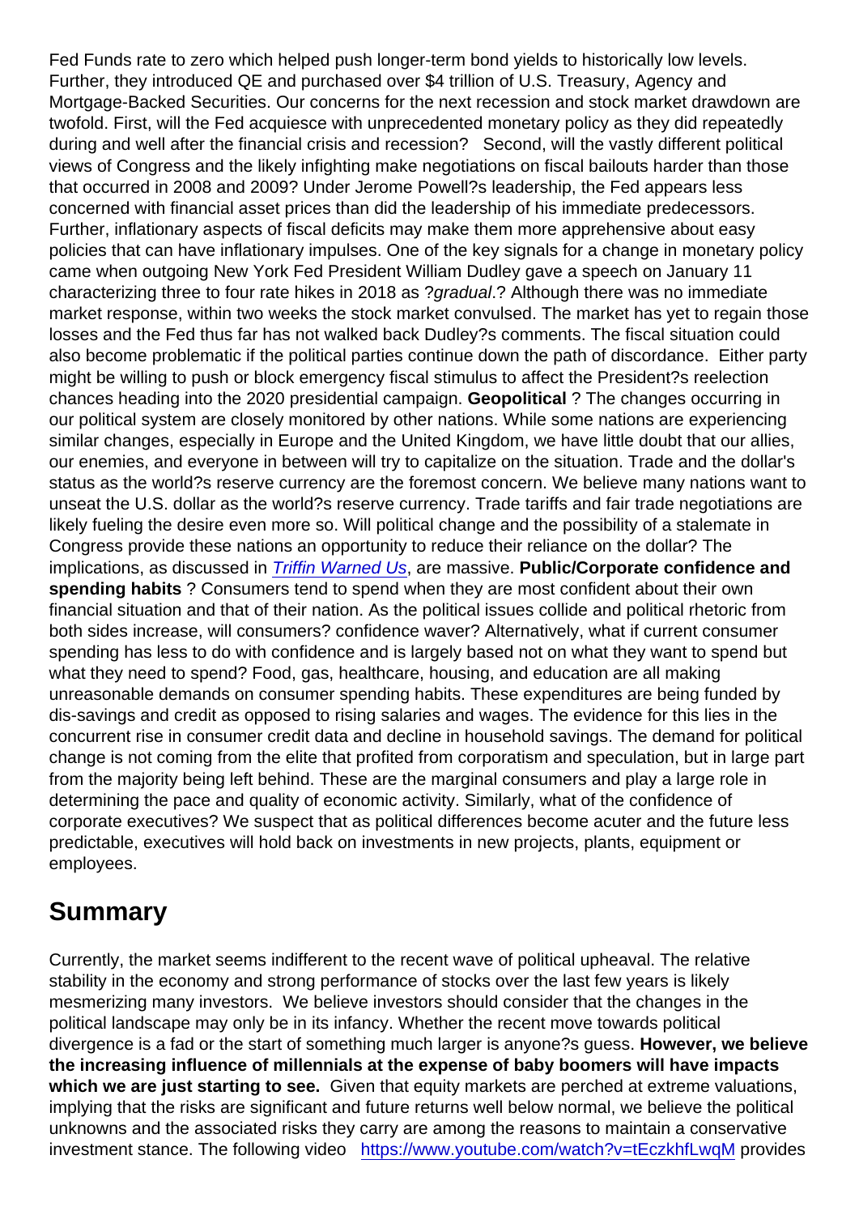Fed Funds rate to zero which helped push longer-term bond yields to historically low levels. Further, they introduced QE and purchased over $4 trillion of U.S. Treasury, Agency and Mortgage-Backed Securities. Our concerns for the next recession and stock market drawdown are twofold. First, will the Fed acquiesce with unprecedented monetary policy as they did repeatedly during and well after the financial crisis and recession? Second, will the vastly different political views of Congress and the likely infighting make negotiations on fiscal bailouts harder than those that occurred in 2008 and 2009? Under Jerome Powell?s leadership, the Fed appears less concerned with financial asset prices than did the leadership of his immediate predecessors. Further, inflationary aspects of fiscal deficits may make them more apprehensive about easy policies that can have inflationary impulses. One of the key signals for a change in monetary policy came when outgoing New York Fed President William Dudley gave a speech on January 11 characterizing three to four rate hikes in 2018 as ?*gradual*.? Although there was no immediate market response, within two weeks the stock market convulsed. The market has yet to regain those losses and the Fed thus far has not walked back Dudley?s comments. The fiscal situation could also become problematic if the political parties continue down the path of discordance. Either party might be willing to push or block emergency fiscal stimulus to affect the President?s reelection chances heading into the 2020 presidential campaign. **Geopolitical** ? The changes occurring in our political system are closely monitored by other nations. While some nations are experiencing similar changes, especially in Europe and the United Kingdom, we have little doubt that our allies, our enemies, and everyone in between will try to capitalize on the situation. Trade and the dollar's status as the world?s reserve currency are the foremost concern. We believe many nations want to unseat the U.S. dollar as the world?s reserve currency. Trade tariffs and fair trade negotiations are likely fueling the desire even more so. Will political change and the possibility of a stalemate in Congress provide these nations an opportunity to reduce their reliance on the dollar? The implications, as discussed in *Triffin Warned Us*, are massive. **Public/Corporate confidence and spending habits** ? Consumers tend to spend when they are most confident about their own financial situation and that of their nation. As the political issues collide and political rhetoric from both sides increase, will consumers? confidence waver? Alternatively, what if current consumer spending has less to do with confidence and is largely based not on what they want to spend but what they need to spend? Food, gas, healthcare, housing, and education are all making unreasonable demands on consumer spending habits. These expenditures are being funded by dis-savings and credit as opposed to rising salaries and wages. The evidence for this lies in the concurrent rise in consumer credit data and decline in household savings. The demand for political change is not coming from the elite that profited from corporatism and speculation, but in large part from the majority being left behind. These are the marginal consumers and play a large role in determining the pace and quality of economic activity. Similarly, what of the confidence of corporate executives? We suspect that as political differences become acuter and the future less predictable, executives will hold back on investments in new projects, plants, equipment or employees.

## Summary

Currently, the market seems indifferent to the recent wave of political upheaval. The relative stability in the economy and strong performance of stocks over the last few years is likely mesmerizing many investors. We believe investors should consider that the changes in the political landscape may only be in its infancy. Whether the recent move towards political divergence is a fad or the start of something much larger is anyone?s guess. **However, we believe the increasing influence of millennials at the expense of baby boomers will have impacts which we are just starting to see.** Given that equity markets are perched at extreme valuations, implying that the risks are significant and future returns well below normal, we believe the political unknowns and the associated risks they carry are among the reasons to maintain a conservative investment stance. The following video https://www.youtube.com/watch?v=tEczkhfLwqM provides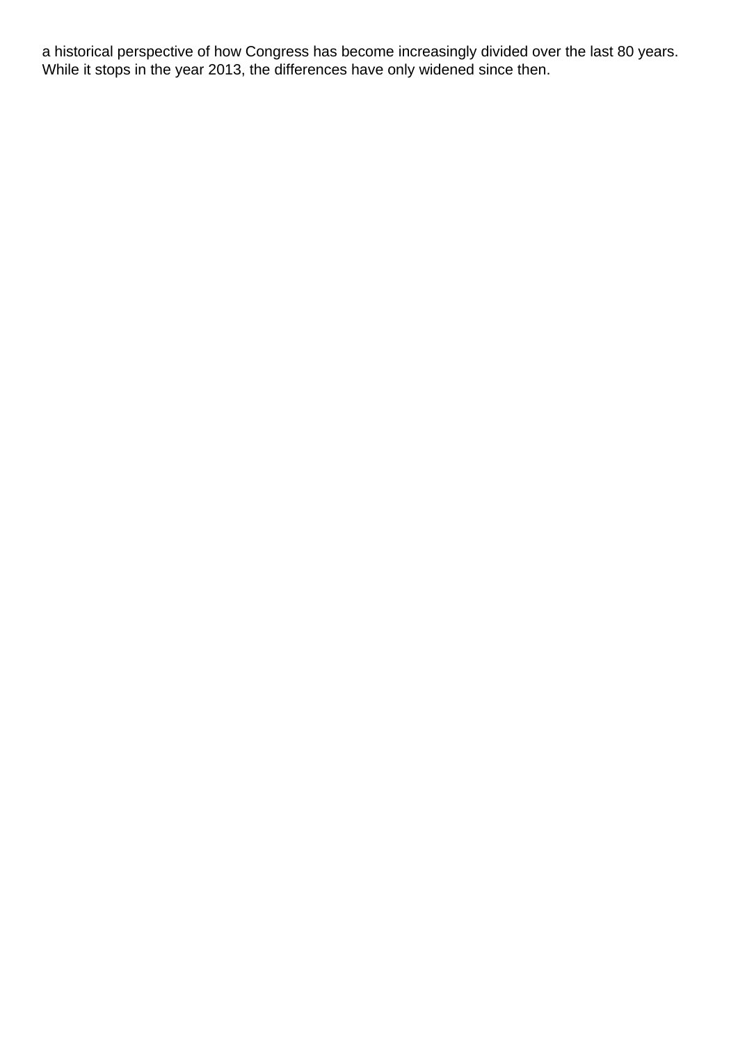a historical perspective of how Congress has become increasingly divided over the last 80 years. While it stops in the year 2013, the differences have only widened since then.